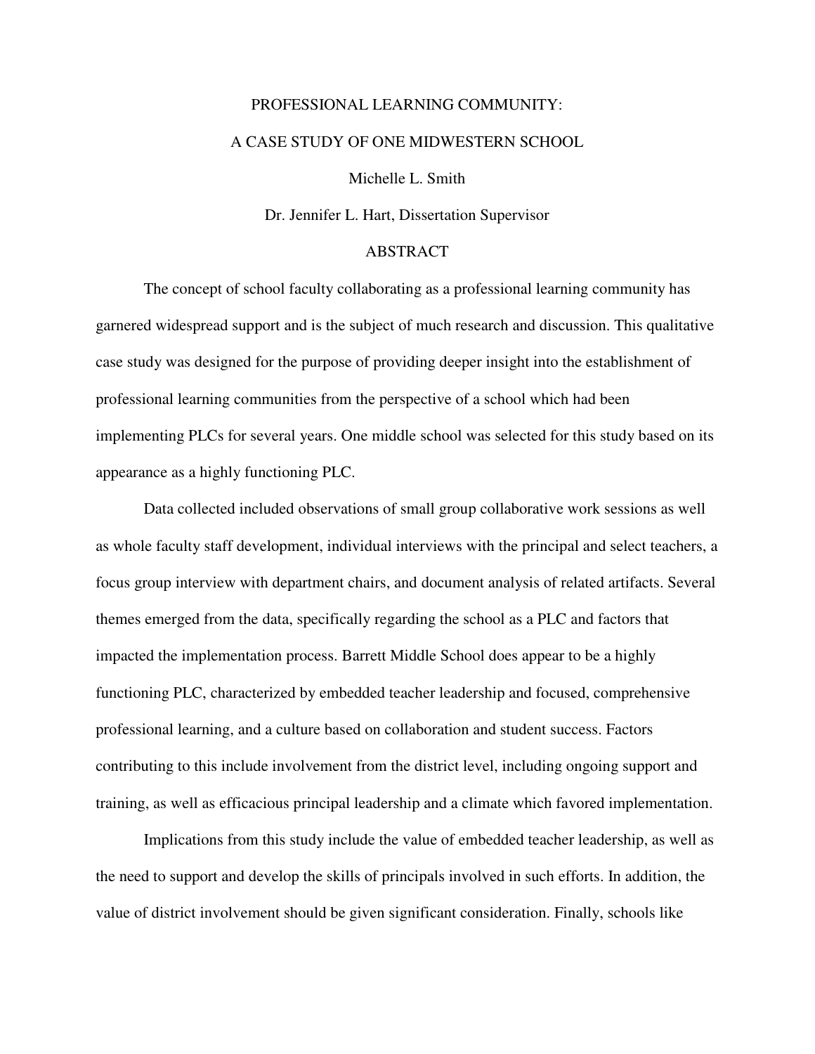# PROFESSIONAL LEARNING COMMUNITY:

# A CASE STUDY OF ONE MIDWESTERN SCHOOL

Michelle L. Smith

Dr. Jennifer L. Hart, Dissertation Supervisor

## ABSTRACT

The concept of school faculty collaborating as a professional learning community has garnered widespread support and is the subject of much research and discussion. This qualitative case study was designed for the purpose of providing deeper insight into the establishment of professional learning communities from the perspective of a school which had been implementing PLCs for several years. One middle school was selected for this study based on its appearance as a highly functioning PLC.

Data collected included observations of small group collaborative work sessions as well as whole faculty staff development, individual interviews with the principal and select teachers, a focus group interview with department chairs, and document analysis of related artifacts. Several themes emerged from the data, specifically regarding the school as a PLC and factors that impacted the implementation process. Barrett Middle School does appear to be a highly functioning PLC, characterized by embedded teacher leadership and focused, comprehensive professional learning, and a culture based on collaboration and student success. Factors contributing to this include involvement from the district level, including ongoing support and training, as well as efficacious principal leadership and a climate which favored implementation.

Implications from this study include the value of embedded teacher leadership, as well as the need to support and develop the skills of principals involved in such efforts. In addition, the value of district involvement should be given significant consideration. Finally, schools like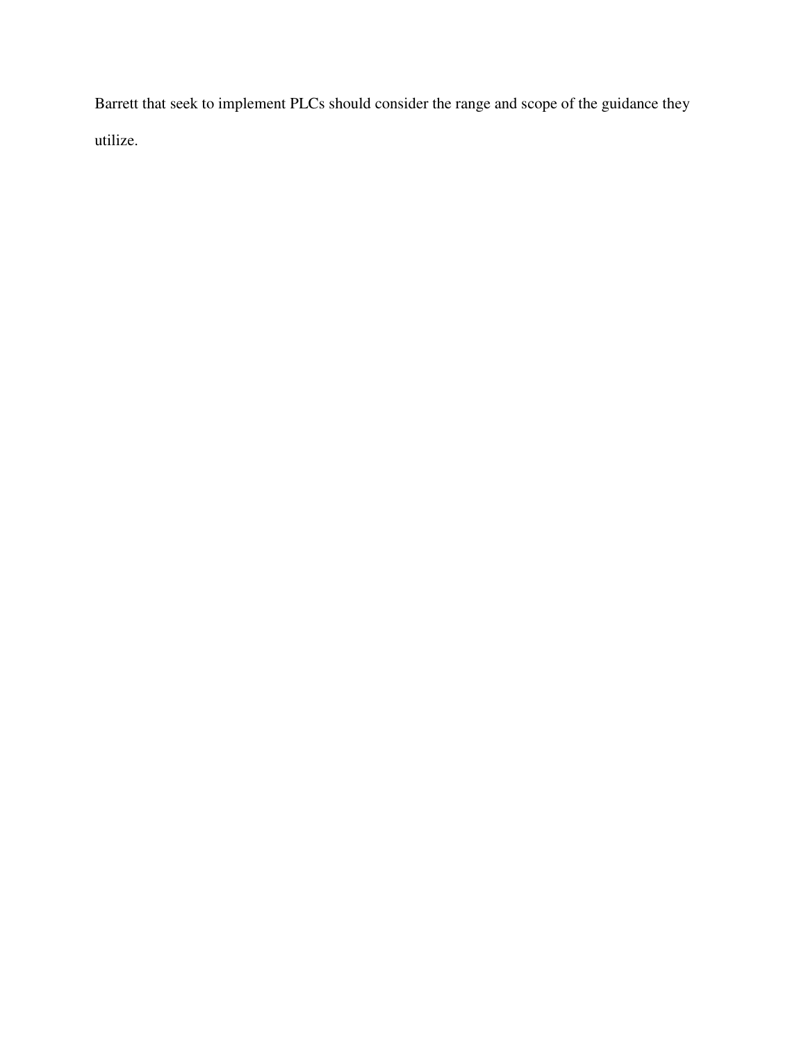Barrett that seek to implement PLCs should consider the range and scope of the guidance they utilize.